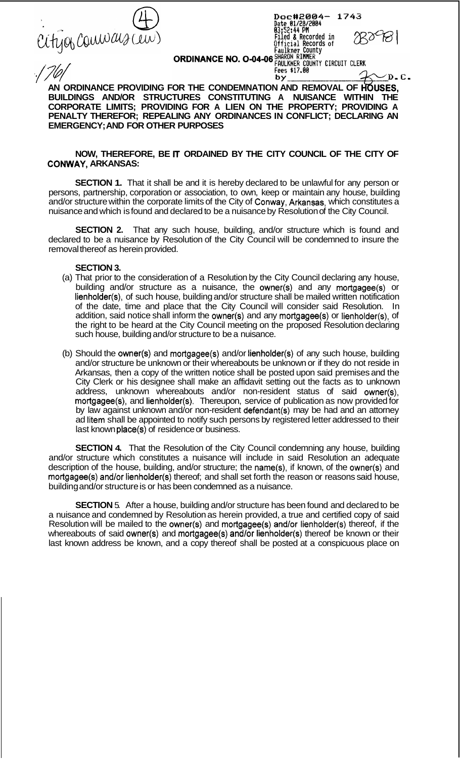City of Conway (ew) (4)

/761

Doc#2004- 1743
Date 01/28/2004
03:52:44 PM
Filed & Recorded in
Official Records of
Faulkner County
SHARON RIMMER
FAULKNER COUNTY CIRCUIT CLERK
Fees $17.00
by _____________ D.C.

838981

**ORDINANCE NO. O-04-06**

**AN ORDINANCE PROVIDING FOR THE CONDEMNATION AND REMOVAL OF HOUSES, BUILDINGS AND/OR STRUCTURES CONSTITUTING A NUISANCE WITHIN THE CORPORATE LIMITS; PROVIDING FOR A LIEN ON THE PROPERTY; PROVIDING A PENALTY THEREFOR; REPEALING ANY ORDINANCES IN CONFLICT; DECLARING AN EMERGENCY; AND FOR OTHER PURPOSES**

**NOW, THEREFORE, BE IT ORDAINED BY THE CITY COUNCIL OF THE CITY OF CONWAY, ARKANSAS:**

**SECTION 1.** That it shall be and it is hereby declared to be unlawful for any person or persons, partnership, corporation or association, to own, keep or maintain any house, building and/or structure within the corporate limits of the City of Conway, Arkansas, which constitutes a nuisance and which is found and declared to be a nuisance by Resolution of the City Council.

**SECTION 2.** That any such house, building, and/or structure which is found and declared to be a nuisance by Resolution of the City Council will be condemned to insure the removal thereof as herein provided.

**SECTION 3.**

(a) That prior to the consideration of a Resolution by the City Council declaring any house, building and/or structure as a nuisance, the owner(s) and any mortgagee(s) or lienholder(s), of such house, building and/or structure shall be mailed written notification of the date, time and place that the City Council will consider said Resolution. In addition, said notice shall inform the owner(s) and any mortgagee(s) or lienholder(s), of the right to be heard at the City Council meeting on the proposed Resolution declaring such house, building and/or structure to be a nuisance.

(b) Should the owner(s) and mortgagee(s) and/or lienholder(s) of any such house, building and/or structure be unknown or their whereabouts be unknown or if they do not reside in Arkansas, then a copy of the written notice shall be posted upon said premises and the City Clerk or his designee shall make an affidavit setting out the facts as to unknown address, unknown whereabouts and/or non-resident status of said owner(s), mortgagee(s), and lienholder(s). Thereupon, service of publication as now provided for by law against unknown and/or non-resident defendant(s) may be had and an attorney ad litem shall be appointed to notify such persons by registered letter addressed to their last known place(s) of residence or business.

**SECTION 4.** That the Resolution of the City Council condemning any house, building and/or structure which constitutes a nuisance will include in said Resolution an adequate description of the house, building, and/or structure; the name(s), if known, of the owner(s) and mortgagee(s) and/or lienholder(s) thereof; and shall set forth the reason or reasons said house, building and/or structure is or has been condemned as a nuisance.

**SECTION 5.** After a house, building and/or structure has been found and declared to be a nuisance and condemned by Resolution as herein provided, a true and certified copy of said Resolution will be mailed to the owner(s) and mortgagee(s) and/or lienholder(s) thereof, if the whereabouts of said owner(s) and mortgagee(s) and/or lienholder(s) thereof be known or their last known address be known, and a copy thereof shall be posted at a conspicuous place on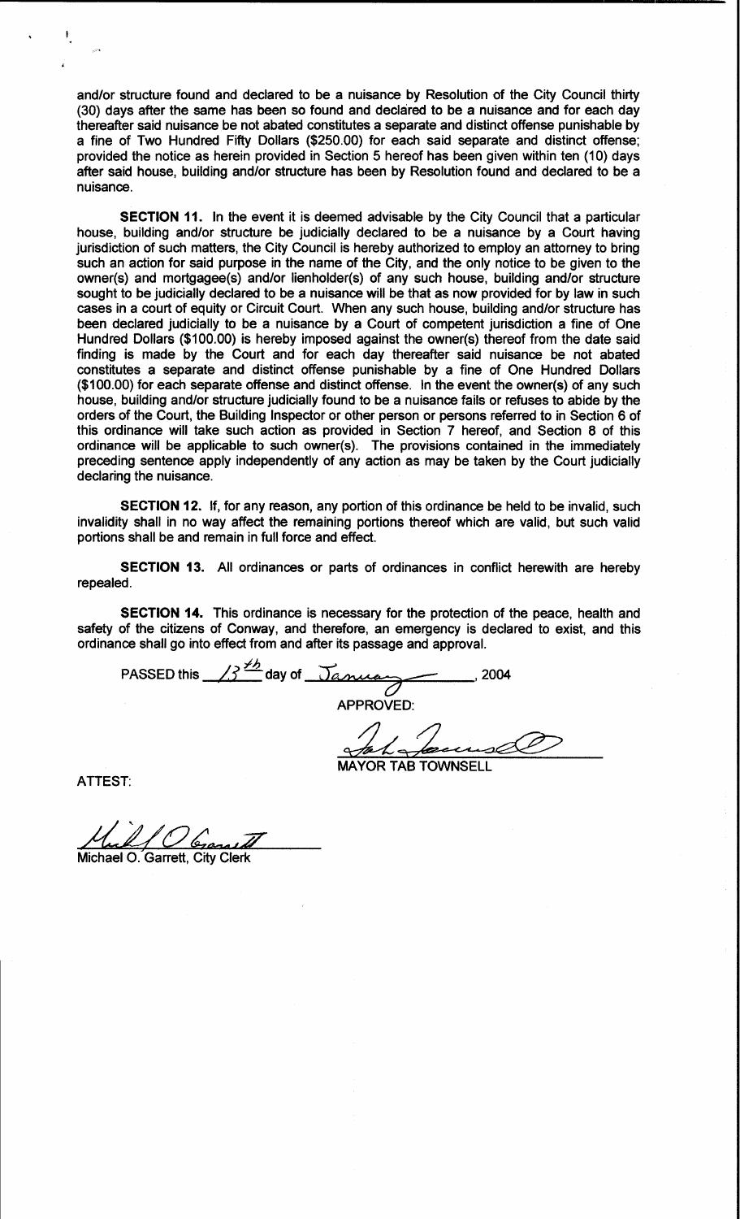and/or structure found and declared to be a nuisance by Resolution of the City Council thirty (30) days after the same has been so found and declared to be a nuisance and for each day thereafter said nuisance be not abated constitutes a separate and distinct offense punishable by a fine of Two Hundred Fifty Dollars ($250.00) for each said separate and distinct offense; provided the notice as herein provided in Section 5 hereof has been given within ten (10) days after said house, building and/or structure has been by Resolution found and declared to be a nuisance.

**SECTION 11.** In the event it is deemed advisable by the City Council that a particular house, building and/or structure be judicially declared to be a nuisance by a Court having jurisdiction of such matters, the City Council is hereby authorized to employ an attorney to bring such an action for said purpose in the name of the City, and the only notice to be given to the owner(s) and mortgagee(s) and/or lienholder(s) of any such house, building and/or structure sought to be judicially declared to be a nuisance will be that as now provided for by law in such cases in a court of equity or Circuit Court. When any such house, building and/or structure has been declared judicially to be a nuisance by a Court of competent jurisdiction a fine of One Hundred Dollars ($100.00) is hereby imposed against the owner(s) thereof from the date said finding is made by the Court and for each day thereafter said nuisance be not abated constitutes a separate and distinct offense punishable by a fine of One Hundred Dollars ($100.00) for each separate offense and distinct offense. In the event the owner(s) of any such house, building and/or structure judicially found to be a nuisance fails or refuses to abide by the orders of the Court, the Building Inspector or other person or persons referred to in Section 6 of this ordinance will take such action as provided in Section 7 hereof, and Section 8 of this ordinance will be applicable to such owner(s). The provisions contained in the immediately preceding sentence apply independently of any action as may be taken by the Court judicially declaring the nuisance.

**SECTION 12.** If, for any reason, any portion of this ordinance be held to be invalid, such invalidity shall in no way affect the remaining portions thereof which are valid, but such valid portions shall be and remain in full force and effect.

**SECTION 13.** All ordinances or parts of ordinances in conflict herewith are hereby repealed.

**SECTION 14.** This ordinance is necessary for the protection of the peace, health and safety of the citizens of Conway, and therefore, an emergency is declared to exist, and this ordinance shall go into effect from and after its passage and approval.

PASSED this 13th day of January, 2004

APPROVED:

Tab Townsell

MAYOR TAB TOWNSELL

ATTEST:

Michael O. Garrett

Michael O. Garrett, City Clerk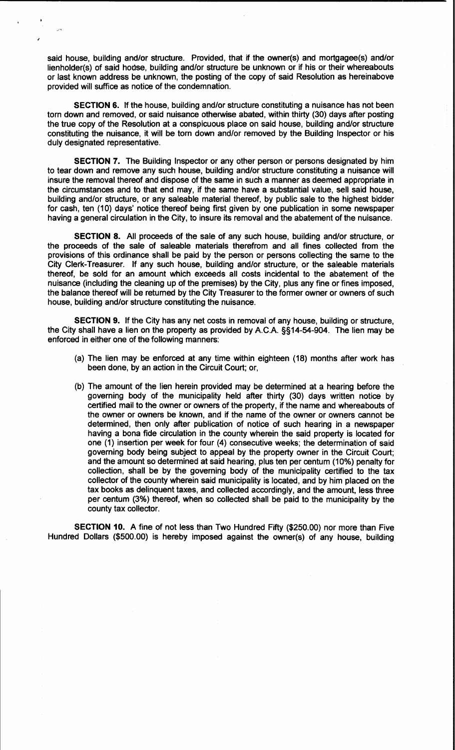said house, building and/or structure. Provided, that if the owner(s) and mortgagee(s) and/or lienholder(s) of said house, building and/or structure be unknown or if his or their whereabouts or last known address be unknown, the posting of the copy of said Resolution as hereinabove provided will suffice as notice of the condemnation.

**SECTION 6.** If the house, building and/or structure constituting a nuisance has not been torn down and removed, or said nuisance otherwise abated, within thirty (30) days after posting the true copy of the Resolution at a conspicuous place on said house, building and/or structure constituting the nuisance, it will be torn down and/or removed by the Building Inspector or his duly designated representative.

**SECTION 7.** The Building Inspector or any other person or persons designated by him to tear down and remove any such house, building and/or structure constituting a nuisance will insure the removal thereof and dispose of the same in such a manner as deemed appropriate in the circumstances and to that end may, if the same have a substantial value, sell said house, building and/or structure, or any saleable material thereof, by public sale to the highest bidder for cash, ten (10) days' notice thereof being first given by one publication in some newspaper having a general circulation in the City, to insure its removal and the abatement of the nuisance.

**SECTION 8.** All proceeds of the sale of any such house, building and/or structure, or the proceeds of the sale of saleable materials therefrom and all fines collected from the provisions of this ordinance shall be paid by the person or persons collecting the same to the City Clerk-Treasurer. If any such house, building and/or structure, or the saleable materials thereof, be sold for an amount which exceeds all costs incidental to the abatement of the nuisance (including the cleaning up of the premises) by the City, plus any fine or fines imposed, the balance thereof will be returned by the City Treasurer to the former owner or owners of such house, building and/or structure constituting the nuisance.

**SECTION 9.** If the City has any net costs in removal of any house, building or structure, the City shall have a lien on the property as provided by A.C.A. §§14-54-904. The lien may be enforced in either one of the following manners:

(a) The lien may be enforced at any time within eighteen (18) months after work has been done, by an action in the Circuit Court; or,

(b) The amount of the lien herein provided may be determined at a hearing before the governing body of the municipality held after thirty (30) days written notice by certified mail to the owner or owners of the property, if the name and whereabouts of the owner or owners be known, and if the name of the owner or owners cannot be determined, then only after publication of notice of such hearing in a newspaper having a bona fide circulation in the county wherein the said property is located for one (1) insertion per week for four (4) consecutive weeks; the determination of said governing body being subject to appeal by the property owner in the Circuit Court; and the amount so determined at said hearing, plus ten per centum (10%) penalty for collection, shall be by the governing body of the municipality certified to the tax collector of the county wherein said municipality is located, and by him placed on the tax books as delinquent taxes, and collected accordingly, and the amount, less three per centum (3%) thereof, when so collected shall be paid to the municipality by the county tax collector.

**SECTION 10.** A fine of not less than Two Hundred Fifty ($250.00) nor more than Five Hundred Dollars ($500.00) is hereby imposed against the owner(s) of any house, building